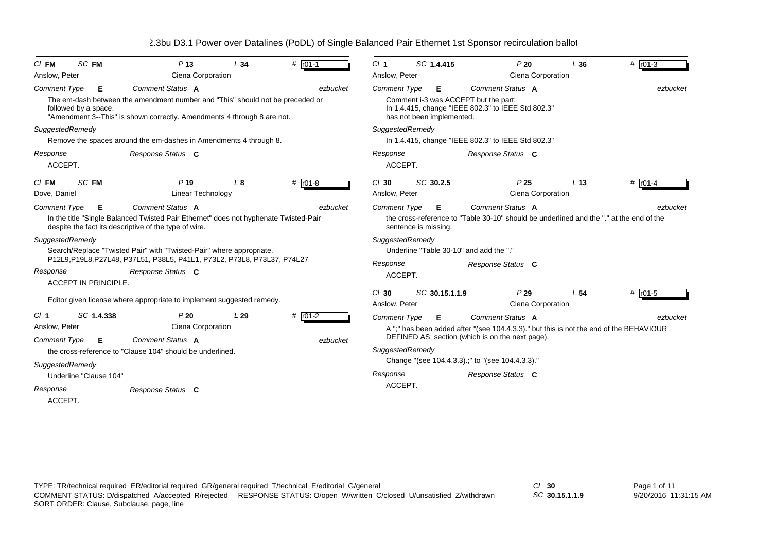# 802.3bu D3.1 Power over Datalines (PoDL) of Single Balanced Pair Ethernet 1st Sponsor recirculation ballot

---

**Cl** FM **SC** FM **P** 13 **L** 34 **#** r01-1

Anslow, Peter — Ciena Corporation

*Comment Type* **E** *Comment Status* **A** ezbucket

The em-dash between the amendment number and "This" should not be preceded or followed by a space.
"Amendment 3--This" is shown correctly. Amendments 4 through 8 are not.

*SuggestedRemedy*

Remove the spaces around the em-dashes in Amendments 4 through 8.

*Response* *Response Status* **C**

ACCEPT.

---

**Cl** FM **SC** FM **P** 19 **L** 8 **#** r01-8

Dove, Daniel — Linear Technology

*Comment Type* **E** *Comment Status* **A** ezbucket

In the title "Single Balanced Twisted Pair Ethernet" does not hyphenate Twisted-Pair despite the fact its descriptive of the type of wire.

*SuggestedRemedy*

Search/Replace "Twisted Pair" with "Twisted-Pair" where appropriate.
P12L9,P19L8,P27L48, P37L51, P38L5, P41L1, P73L2, P73L8, P73L37, P74L27

*Response* *Response Status* **C**

ACCEPT IN PRINCIPLE.

Editor given license where appropriate to implement suggested remedy.

---

**Cl** 1 **SC** 1.4.338 **P** 20 **L** 29 **#** r01-2

Anslow, Peter — Ciena Corporation

*Comment Type* **E** *Comment Status* **A** ezbucket

the cross-reference to "Clause 104" should be underlined.

*SuggestedRemedy*

Underline "Clause 104"

*Response* *Response Status* **C**

ACCEPT.

---

**Cl** 1 **SC** 1.4.415 **P** 20 **L** 36 **#** r01-3

Anslow, Peter — Ciena Corporation

*Comment Type* **E** *Comment Status* **A** ezbucket

Comment i-3 was ACCEPT but the part:
In 1.4.415, change "IEEE 802.3" to IEEE Std 802.3"
has not been implemented.

*SuggestedRemedy*

In 1.4.415, change "IEEE 802.3" to IEEE Std 802.3"

*Response* *Response Status* **C**

ACCEPT.

---

**Cl** 30 **SC** 30.2.5 **P** 25 **L** 13 **#** r01-4

Anslow, Peter — Ciena Corporation

*Comment Type* **E** *Comment Status* **A** ezbucket

the cross-reference to "Table 30-10" should be underlined and the "." at the end of the sentence is missing.

*SuggestedRemedy*

Underline "Table 30-10" and add the "."

*Response* *Response Status* **C**

ACCEPT.

---

**Cl** 30 **SC** 30.15.1.1.9 **P** 29 **L** 54 **#** r01-5

Anslow, Peter — Ciena Corporation

*Comment Type* **E** *Comment Status* **A** ezbucket

A ";" has been added after "(see 104.4.3.3)." but this is not the end of the BEHAVIOUR DEFINED AS: section (which is on the next page).

*SuggestedRemedy*

Change "(see 104.4.3.3).;" to "(see 104.4.3.3)."

*Response* *Response Status* **C**

ACCEPT.

---

TYPE: TR/technical required ER/editorial required GR/general required T/technical E/editorial G/general
COMMENT STATUS: D/dispatched A/accepted R/rejected RESPONSE STATUS: O/open W/written C/closed U/unsatisfied Z/withdrawn
SORT ORDER: Clause, Subclause, page, line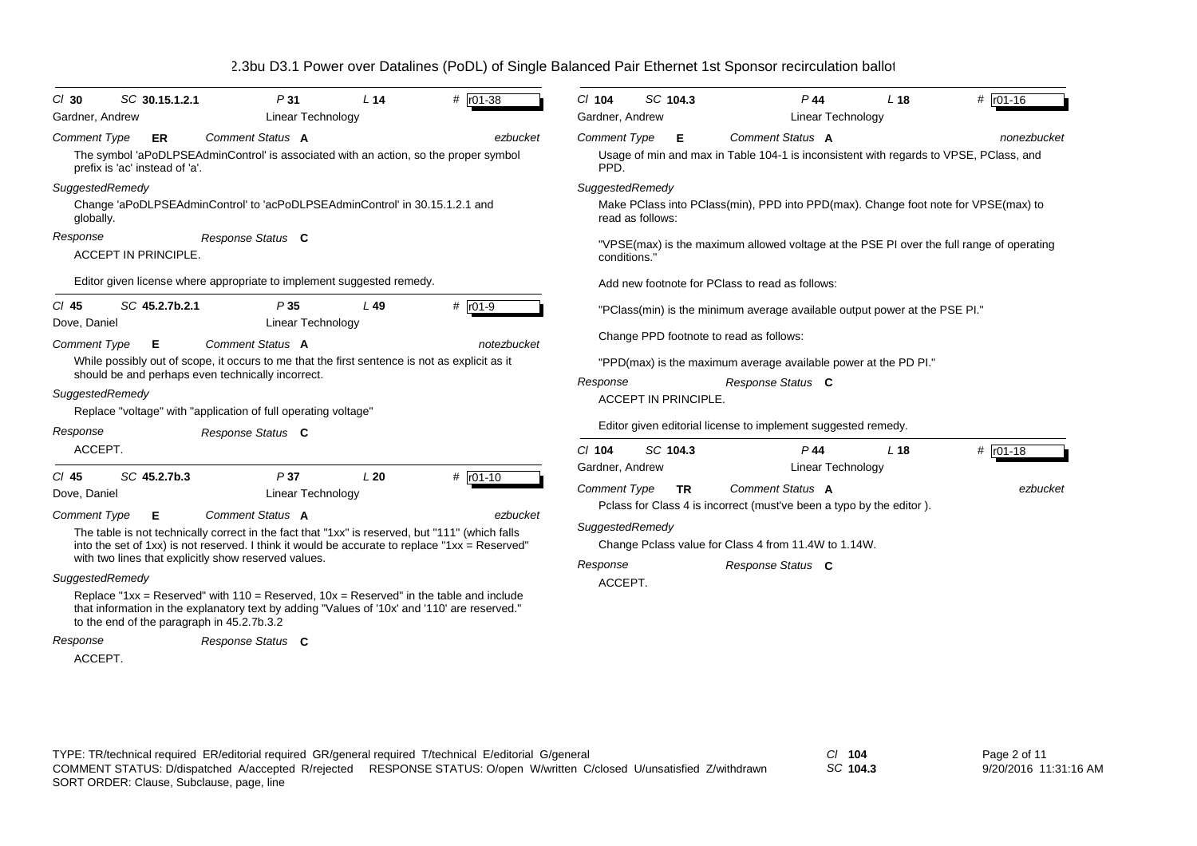| *Cl* **30** | *SC* **30.15.1.2.1** | *P* **31** | *L* **14** | # r01-38 |
|---|---|---|---|---|

Gardner, Andrew — Linear Technology

*Comment Type* **ER** *Comment Status* **A** *ezbucket*

The symbol 'aPoDLPSEAdminControl' is associated with an action, so the proper symbol prefix is 'ac' instead of 'a'.

*SuggestedRemedy*

Change 'aPoDLPSEAdminControl' to 'acPoDLPSEAdminControl' in 30.15.1.2.1 and globally.

*Response* *Response Status* **C**

ACCEPT IN PRINCIPLE.

Editor given license where appropriate to implement suggested remedy.

---

| *Cl* **45** | *SC* **45.2.7b.2.1** | *P* **35** | *L* **49** | # r01-9 |
|---|---|---|---|---|

Dove, Daniel — Linear Technology

*Comment Type* **E** *Comment Status* **A** *notezbucket*

While possibly out of scope, it occurs to me that the first sentence is not as explicit as it should be and perhaps even technically incorrect.

*SuggestedRemedy*

Replace "voltage" with "application of full operating voltage"

*Response* *Response Status* **C**

ACCEPT.

---

| *Cl* **45** | *SC* **45.2.7b.3** | *P* **37** | *L* **20** | # r01-10 |
|---|---|---|---|---|

Dove, Daniel — Linear Technology

*Comment Type* **E** *Comment Status* **A** *ezbucket*

The table is not technically correct in the fact that "1xx" is reserved, but "111" (which falls into the set of 1xx) is not reserved. I think it would be accurate to replace "1xx = Reserved" with two lines that explicitly show reserved values.

*SuggestedRemedy*

Replace "1xx = Reserved" with 110 = Reserved, 10x = Reserved" in the table and include that information in the explanatory text by adding "Values of '10x' and '110' are reserved." to the end of the paragraph in 45.2.7b.3.2

*Response* *Response Status* **C**

ACCEPT.

---

| *Cl* **104** | *SC* **104.3** | *P* **44** | *L* **18** | # r01-16 |
|---|---|---|---|---|

Gardner, Andrew — Linear Technology

*Comment Type* **E** *Comment Status* **A** *nonezbucket*

Usage of min and max in Table 104-1 is inconsistent with regards to VPSE, PClass, and PPD.

*SuggestedRemedy*

Make PClass into PClass(min), PPD into PPD(max). Change foot note for VPSE(max) to read as follows:

"VPSE(max) is the maximum allowed voltage at the PSE PI over the full range of operating conditions."

Add new footnote for PClass to read as follows:

"PClass(min) is the minimum average available output power at the PSE PI."

Change PPD footnote to read as follows:

"PPD(max) is the maximum average available power at the PD PI."

*Response* *Response Status* **C**

ACCEPT IN PRINCIPLE.

Editor given editorial license to implement suggested remedy.

---

| *Cl* **104** | *SC* **104.3** | *P* **44** | *L* **18** | # r01-18 |
|---|---|---|---|---|

Gardner, Andrew — Linear Technology

*Comment Type* **TR** *Comment Status* **A** *ezbucket*

Pclass for Class 4 is incorrect (must've been a typo by the editor ).

*SuggestedRemedy*

Change Pclass value for Class 4 from 11.4W to 1.14W.

*Response* *Response Status* **C**

ACCEPT.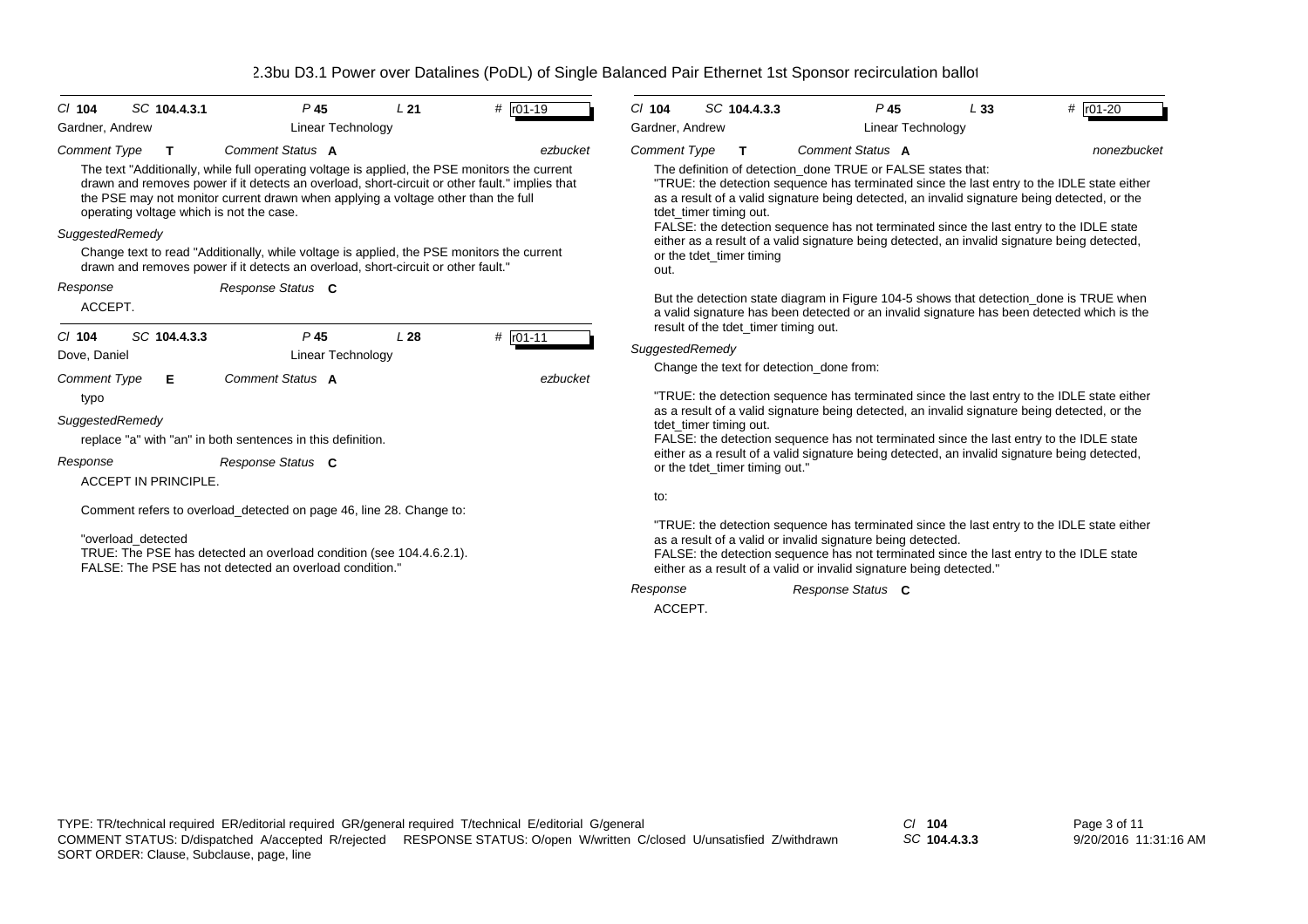**Cl** 104 **SC** 104.4.3.1 **P** 45 **L** 21 **#** r01-19

Gardner, Andrew — Linear Technology

*Comment Type* **T** *Comment Status* **A** *ezbucket*

The text "Additionally, while full operating voltage is applied, the PSE monitors the current drawn and removes power if it detects an overload, short-circuit or other fault." implies that the PSE may not monitor current drawn when applying a voltage other than the full operating voltage which is not the case.

*SuggestedRemedy*

Change text to read "Additionally, while voltage is applied, the PSE monitors the current drawn and removes power if it detects an overload, short-circuit or other fault."

*Response* *Response Status* **C**

ACCEPT.

---

**Cl** 104 **SC** 104.4.3.3 **P** 45 **L** 28 **#** r01-11

Dove, Daniel — Linear Technology

*Comment Type* **E** *Comment Status* **A** *ezbucket*

typo

*SuggestedRemedy*

replace "a" with "an" in both sentences in this definition.

*Response* *Response Status* **C**

ACCEPT IN PRINCIPLE.

Comment refers to overload_detected on page 46, line 28. Change to:

"overload_detected
TRUE: The PSE has detected an overload condition (see 104.4.6.2.1).
FALSE: The PSE has not detected an overload condition."

---

**Cl** 104 **SC** 104.4.3.3 **P** 45 **L** 33 **#** r01-20

Gardner, Andrew — Linear Technology

*Comment Type* **T** *Comment Status* **A** *nonezbucket*

The definition of detection_done TRUE or FALSE states that:
"TRUE: the detection sequence has terminated since the last entry to the IDLE state either as a result of a valid signature being detected, an invalid signature being detected, or the tdet_timer timing out.
FALSE: the detection sequence has not terminated since the last entry to the IDLE state either as a result of a valid signature being detected, an invalid signature being detected, or the tdet_timer timing out.

But the detection state diagram in Figure 104-5 shows that detection_done is TRUE when a valid signature has been detected or an invalid signature has been detected which is the result of the tdet_timer timing out.

*SuggestedRemedy*

Change the text for detection_done from:

"TRUE: the detection sequence has terminated since the last entry to the IDLE state either as a result of a valid signature being detected, an invalid signature being detected, or the tdet_timer timing out.
FALSE: the detection sequence has not terminated since the last entry to the IDLE state either as a result of a valid signature being detected, an invalid signature being detected, or the tdet_timer timing out."

to:

"TRUE: the detection sequence has terminated since the last entry to the IDLE state either as a result of a valid or invalid signature being detected.
FALSE: the detection sequence has not terminated since the last entry to the IDLE state either as a result of a valid or invalid signature being detected."

*Response* *Response Status* **C**

ACCEPT.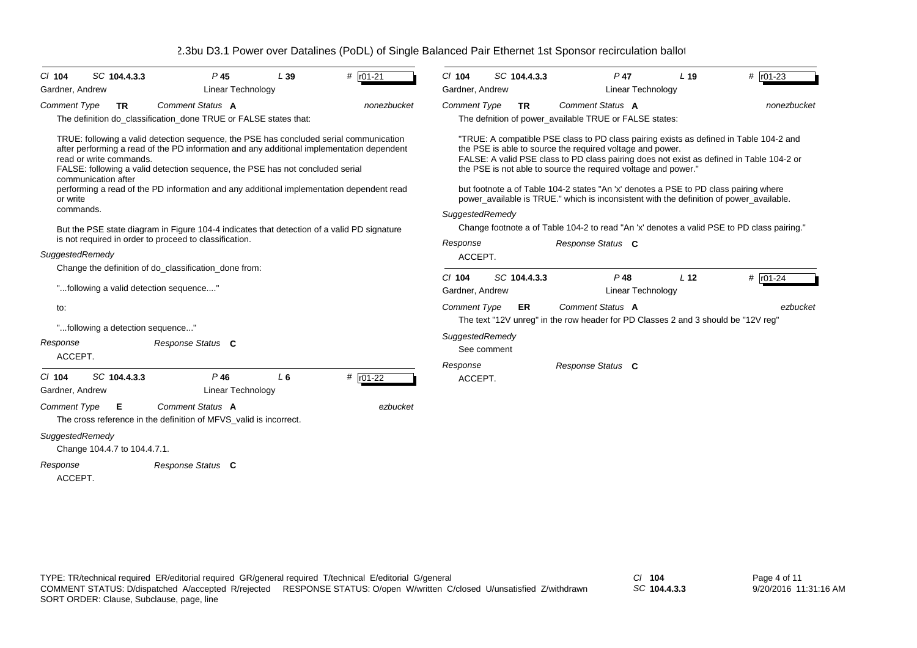802.3bu D3.1 Power over Datalines (PoDL) of Single Balanced Pair Ethernet 1st Sponsor recirculation ballot

---

*Cl* **104** *SC* **104.4.3.3** *P* **45** *L* **39** # r01-21

Gardner, Andrew — Linear Technology

*Comment Type* **TR** *Comment Status* **A** *nonezbucket*

The definition do_classification_done TRUE or FALSE states that:

TRUE: following a valid detection sequence, the PSE has concluded serial communication after performing a read of the PD information and any additional implementation dependent read or write commands.
FALSE: following a valid detection sequence, the PSE has not concluded serial communication after
performing a read of the PD information and any additional implementation dependent read or write
commands.

But the PSE state diagram in Figure 104-4 indicates that detection of a valid PD signature is not required in order to proceed to classification.

*SuggestedRemedy*

Change the definition of do_classification_done from:

"...following a valid detection sequence...."

to:

"...following a detection sequence..."

*Response* *Response Status* **C**

ACCEPT.

---

*Cl* **104** *SC* **104.4.3.3** *P* **46** *L* **6** # r01-22

Gardner, Andrew — Linear Technology

*Comment Type* **E** *Comment Status* **A** *ezbucket*

The cross reference in the definition of MFVS_valid is incorrect.

*SuggestedRemedy*

Change 104.4.7 to 104.4.7.1.

*Response* *Response Status* **C**

ACCEPT.

---

*Cl* **104** *SC* **104.4.3.3** *P* **47** *L* **19** # r01-23

Gardner, Andrew — Linear Technology

*Comment Type* **TR** *Comment Status* **A** *nonezbucket*

The defnition of power_available TRUE or FALSE states:

"TRUE: A compatible PSE class to PD class pairing exists as defined in Table 104-2 and the PSE is able to source the required voltage and power.
FALSE: A valid PSE class to PD class pairing does not exist as defined in Table 104-2 or the PSE is not able to source the required voltage and power."

but footnote a of Table 104-2 states "An 'x' denotes a PSE to PD class pairing where power_available is TRUE." which is inconsistent with the definition of power_available.

*SuggestedRemedy*

Change footnote a of Table 104-2 to read "An 'x' denotes a valid PSE to PD class pairing."

*Response* *Response Status* **C**

ACCEPT.

---

*Cl* **104** *SC* **104.4.3.3** *P* **48** *L* **12** # r01-24

Gardner, Andrew — Linear Technology

*Comment Type* **ER** *Comment Status* **A** *ezbucket*

The text "12V unreg" in the row header for PD Classes 2 and 3 should be "12V reg"

*SuggestedRemedy*

See comment

*Response* *Response Status* **C**

ACCEPT.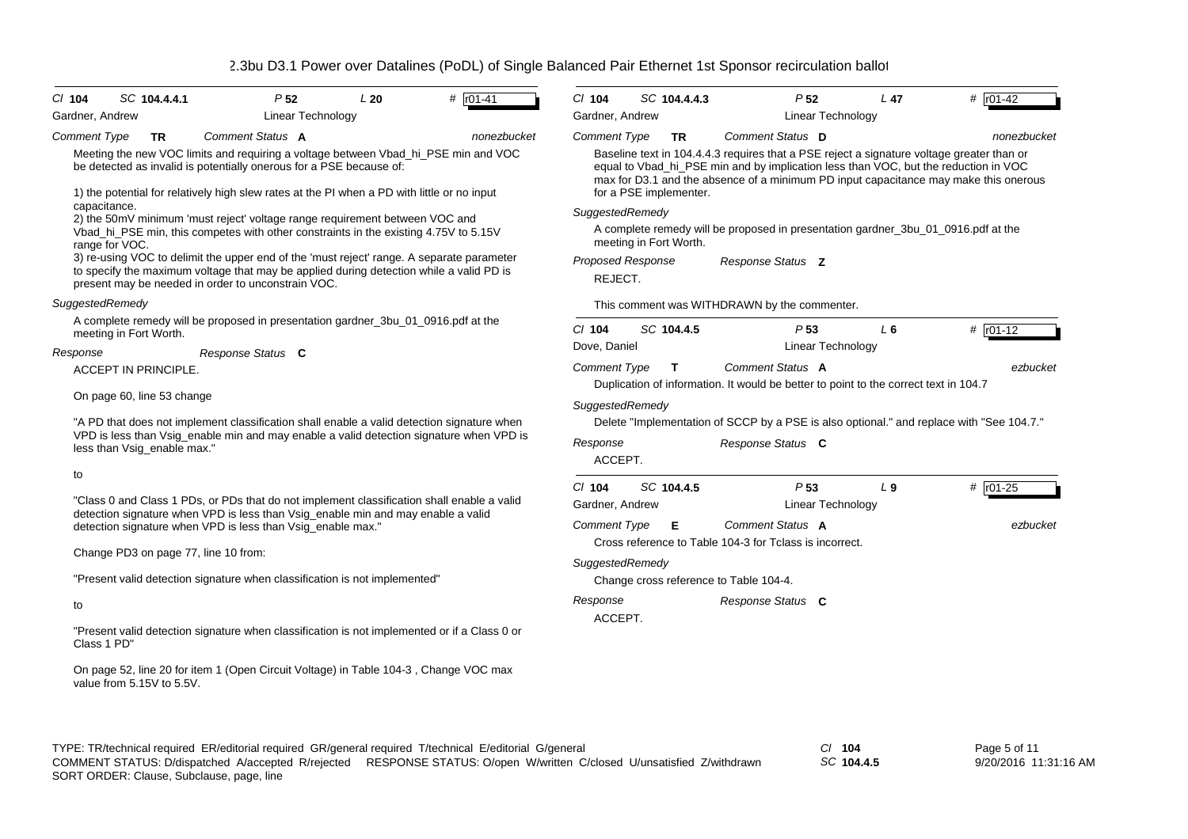**Cl 104 SC 104.4.4.1 P 52 L 20 # r01-41**

Gardner, Andrew — Linear Technology

*Comment Type* **TR** *Comment Status* **A** *nonezbucket*

Meeting the new VOC limits and requiring a voltage between Vbad_hi_PSE min and VOC be detected as invalid is potentially onerous for a PSE because of:

1) the potential for relatively high slew rates at the PI when a PD with little or no input capacitance.
2) the 50mV minimum 'must reject' voltage range requirement between VOC and Vbad_hi_PSE min, this competes with other constraints in the existing 4.75V to 5.15V range for VOC.
3) re-using VOC to delimit the upper end of the 'must reject' range. A separate parameter to specify the maximum voltage that may be applied during detection while a valid PD is present may be needed in order to unconstrain VOC.

*SuggestedRemedy*

A complete remedy will be proposed in presentation gardner_3bu_01_0916.pdf at the meeting in Fort Worth.

*Response* *Response Status* **C**

ACCEPT IN PRINCIPLE.

On page 60, line 53 change

"A PD that does not implement classification shall enable a valid detection signature when VPD is less than Vsig_enable min and may enable a valid detection signature when VPD is less than Vsig_enable max."

to

"Class 0 and Class 1 PDs, or PDs that do not implement classification shall enable a valid detection signature when VPD is less than Vsig_enable min and may enable a valid detection signature when VPD is less than Vsig_enable max."

Change PD3 on page 77, line 10 from:

"Present valid detection signature when classification is not implemented"

to

"Present valid detection signature when classification is not implemented or if a Class 0 or Class 1 PD"

On page 52, line 20 for item 1 (Open Circuit Voltage) in Table 104-3 , Change VOC max value from 5.15V to 5.5V.

---

**Cl 104 SC 104.4.4.3 P 52 L 47 # r01-42**

Gardner, Andrew — Linear Technology

*Comment Type* **TR** *Comment Status* **D** *nonezbucket*

Baseline text in 104.4.4.3 requires that a PSE reject a signature voltage greater than or equal to Vbad_hi_PSE min and by implication less than VOC, but the reduction in VOC max for D3.1 and the absence of a minimum PD input capacitance may make this onerous for a PSE implementer.

*SuggestedRemedy*

A complete remedy will be proposed in presentation gardner_3bu_01_0916.pdf at the meeting in Fort Worth.

*Proposed Response* *Response Status* **Z**

REJECT.

This comment was WITHDRAWN by the commenter.

---

**Cl 104 SC 104.4.5 P 53 L 6 # r01-12**

Dove, Daniel — Linear Technology

*Comment Type* **T** *Comment Status* **A** *ezbucket*

Duplication of information. It would be better to point to the correct text in 104.7

*SuggestedRemedy*

Delete "Implementation of SCCP by a PSE is also optional." and replace with "See 104.7."

*Response* *Response Status* **C**

ACCEPT.

---

**Cl 104 SC 104.4.5 P 53 L 9 # r01-25**

Gardner, Andrew — Linear Technology

*Comment Type* **E** *Comment Status* **A** *ezbucket*

Cross reference to Table 104-3 for Tclass is incorrect.

*SuggestedRemedy*

Change cross reference to Table 104-4.

*Response* *Response Status* **C**

ACCEPT.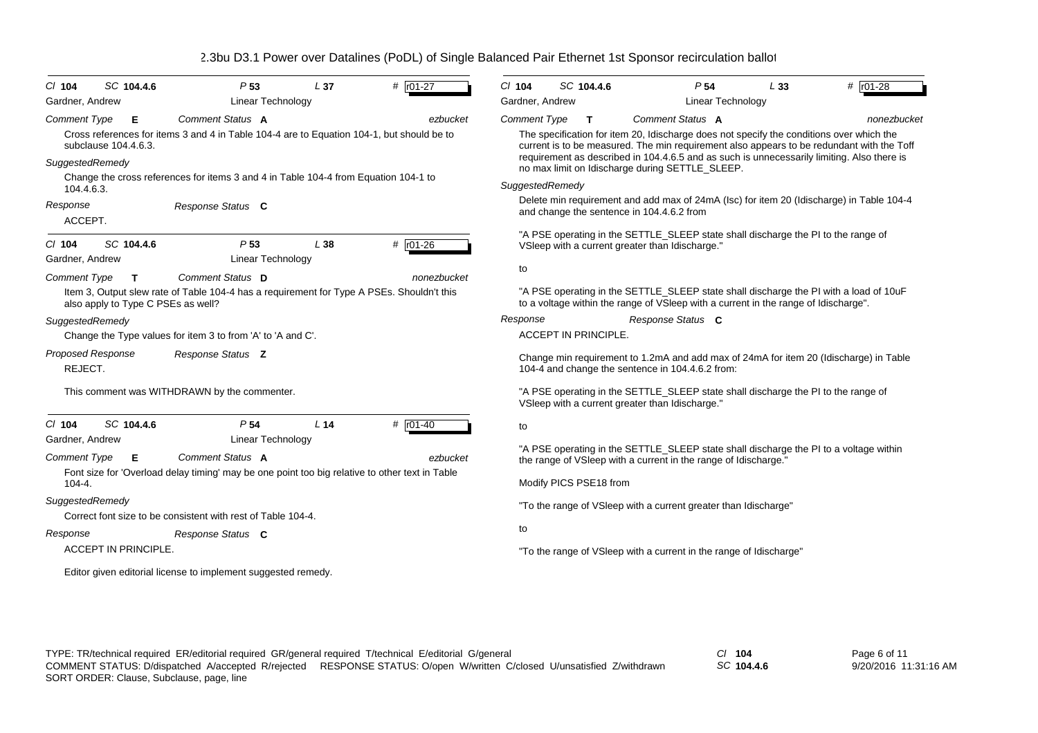| Cl | SC | P | L | # |
|---|---|---|---|---|
| 104 | 104.4.6 | 53 | 37 | r01-27 |

Gardner, Andrew — Linear Technology

*Comment Type* **E** — *Comment Status* **A** — *ezbucket*

Cross references for items 3 and 4 in Table 104-4 are to Equation 104-1, but should be to subclause 104.4.6.3.

*SuggestedRemedy*

Change the cross references for items 3 and 4 in Table 104-4 from Equation 104-1 to 104.4.6.3.

*Response* — *Response Status* **C**

ACCEPT.

---

| Cl | SC | P | L | # |
|---|---|---|---|---|
| 104 | 104.4.6 | 53 | 38 | r01-26 |

Gardner, Andrew — Linear Technology

*Comment Type* **T** — *Comment Status* **D** — *nonezbucket*

Item 3, Output slew rate of Table 104-4 has a requirement for Type A PSEs. Shouldn't this also apply to Type C PSEs as well?

*SuggestedRemedy*

Change the Type values for item 3 to from 'A' to 'A and C'.

*Proposed Response* — *Response Status* **Z**

REJECT.

This comment was WITHDRAWN by the commenter.

---

| Cl | SC | P | L | # |
|---|---|---|---|---|
| 104 | 104.4.6 | 54 | 14 | r01-40 |

Gardner, Andrew — Linear Technology

*Comment Type* **E** — *Comment Status* **A** — *ezbucket*

Font size for 'Overload delay timing' may be one point too big relative to other text in Table 104-4.

*SuggestedRemedy*

Correct font size to be consistent with rest of Table 104-4.

*Response* — *Response Status* **C**

ACCEPT IN PRINCIPLE.

Editor given editorial license to implement suggested remedy.

---

| Cl | SC | P | L | # |
|---|---|---|---|---|
| 104 | 104.4.6 | 54 | 33 | r01-28 |

Gardner, Andrew — Linear Technology

*Comment Type* **T** — *Comment Status* **A** — *nonezbucket*

The specification for item 20, Idischarge does not specify the conditions over which the current is to be measured. The min requirement also appears to be redundant with the Toff requirement as described in 104.4.6.5 and as such is unnecessarily limiting. Also there is no max limit on Idischarge during SETTLE_SLEEP.

*SuggestedRemedy*

Delete min requirement and add max of 24mA (Isc) for item 20 (Idischarge) in Table 104-4 and change the sentence in 104.4.6.2 from

"A PSE operating in the SETTLE_SLEEP state shall discharge the PI to the range of VSleep with a current greater than Idischarge."

to

"A PSE operating in the SETTLE_SLEEP state shall discharge the PI with a load of 10uF to a voltage within the range of VSleep with a current in the range of Idischarge".

*Response* — *Response Status* **C**

ACCEPT IN PRINCIPLE.

Change min requirement to 1.2mA and add max of 24mA for item 20 (Idischarge) in Table 104-4 and change the sentence in 104.4.6.2 from:

"A PSE operating in the SETTLE_SLEEP state shall discharge the PI to the range of VSleep with a current greater than Idischarge."

to

"A PSE operating in the SETTLE_SLEEP state shall discharge the PI to a voltage within the range of VSleep with a current in the range of Idischarge."

Modify PICS PSE18 from

"To the range of VSleep with a current greater than Idischarge"

to

"To the range of VSleep with a current in the range of Idischarge"

---

TYPE: TR/technical required ER/editorial required GR/general required T/technical E/editorial G/general
COMMENT STATUS: D/dispatched A/accepted R/rejected RESPONSE STATUS: O/open W/written C/closed U/unsatisfied Z/withdrawn
SORT ORDER: Clause, Subclause, page, line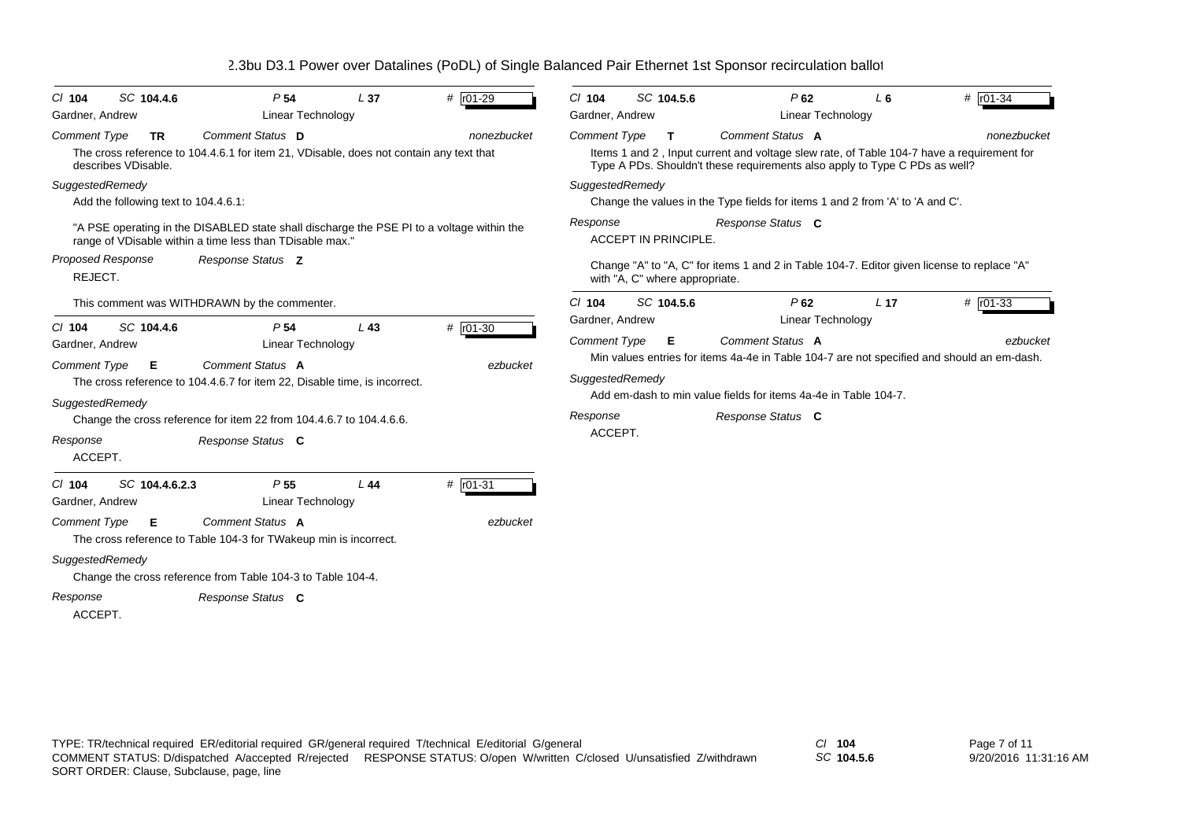**Cl** 104 **SC** 104.4.6 **P** 54 **L** 37 **#** r01-29

Gardner, Andrew — Linear Technology

*Comment Type* **TR** *Comment Status* **D** *nonezbucket*

The cross reference to 104.4.6.1 for item 21, VDisable, does not contain any text that describes VDisable.

*SuggestedRemedy*

Add the following text to 104.4.6.1:

"A PSE operating in the DISABLED state shall discharge the PSE PI to a voltage within the range of VDisable within a time less than TDisable max."

*Proposed Response* *Response Status* **Z**

REJECT.

This comment was WITHDRAWN by the commenter.

---

**Cl** 104 **SC** 104.4.6 **P** 54 **L** 43 **#** r01-30

Gardner, Andrew — Linear Technology

*Comment Type* **E** *Comment Status* **A** *ezbucket*

The cross reference to 104.4.6.7 for item 22, Disable time, is incorrect.

*SuggestedRemedy*

Change the cross reference for item 22 from 104.4.6.7 to 104.4.6.6.

*Response* *Response Status* **C**

ACCEPT.

---

**Cl** 104 **SC** 104.4.6.2.3 **P** 55 **L** 44 **#** r01-31

Gardner, Andrew — Linear Technology

*Comment Type* **E** *Comment Status* **A** *ezbucket*

The cross reference to Table 104-3 for TWakeup min is incorrect.

*SuggestedRemedy*

Change the cross reference from Table 104-3 to Table 104-4.

*Response* *Response Status* **C**

ACCEPT.

---

**Cl** 104 **SC** 104.5.6 **P** 62 **L** 6 **#** r01-34

Gardner, Andrew — Linear Technology

*Comment Type* **T** *Comment Status* **A** *nonezbucket*

Items 1 and 2 , Input current and voltage slew rate, of Table 104-7 have a requirement for Type A PDs. Shouldn't these requirements also apply to Type C PDs as well?

*SuggestedRemedy*

Change the values in the Type fields for items 1 and 2 from 'A' to 'A and C'.

*Response* *Response Status* **C**

ACCEPT IN PRINCIPLE.

Change "A" to "A, C" for items 1 and 2 in Table 104-7. Editor given license to replace "A" with "A, C" where appropriate.

---

**Cl** 104 **SC** 104.5.6 **P** 62 **L** 17 **#** r01-33

Gardner, Andrew — Linear Technology

*Comment Type* **E** *Comment Status* **A** *ezbucket*

Min values entries for items 4a-4e in Table 104-7 are not specified and should an em-dash.

*SuggestedRemedy*

Add em-dash to min value fields for items 4a-4e in Table 104-7.

*Response* *Response Status* **C**

ACCEPT.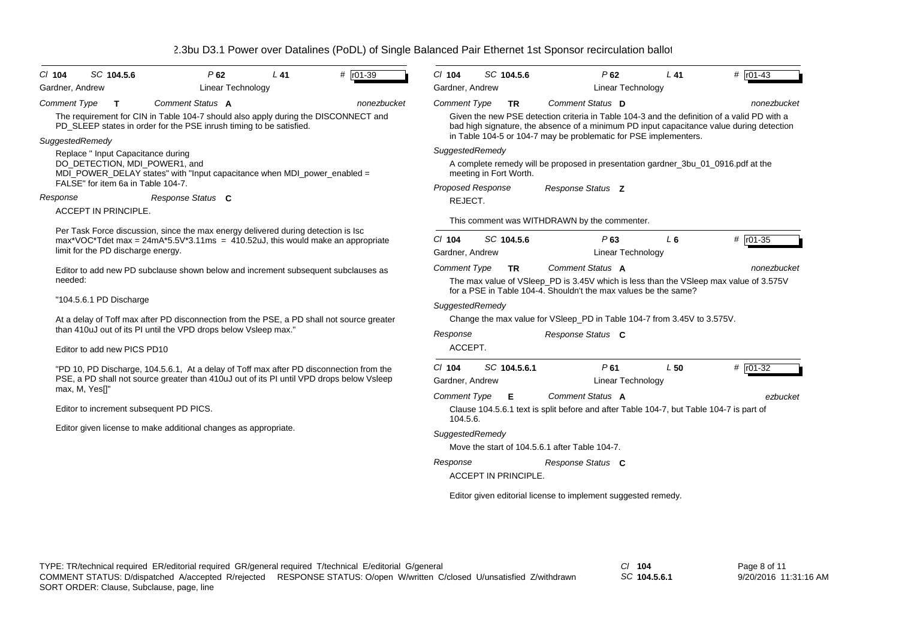| Cl 104 | SC 104.5.6 | P 62 | L 41 | # r01-39 |
|---|---|---|---|---|
| Gardner, Andrew | | Linear Technology | | |

*Comment Type* **T** *Comment Status* **A** *nonezbucket*

The requirement for CIN in Table 104-7 should also apply during the DISCONNECT and PD_SLEEP states in order for the PSE inrush timing to be satisfied.

*SuggestedRemedy*

Replace " Input Capacitance during DO_DETECTION, MDI_POWER1, and MDI_POWER_DELAY states" with "Input capacitance when MDI_power_enabled = FALSE" for item 6a in Table 104-7.

*Response* *Response Status* **C**

ACCEPT IN PRINCIPLE.

Per Task Force discussion, since the max energy delivered during detection is Isc max*VOC*Tdet max = 24mA*5.5V*3.11ms = 410.52uJ, this would make an appropriate limit for the PD discharge energy.

Editor to add new PD subclause shown below and increment subsequent subclauses as needed:

"104.5.6.1 PD Discharge

At a delay of Toff max after PD disconnection from the PSE, a PD shall not source greater than 410uJ out of its PI until the VPD drops below Vsleep max."

Editor to add new PICS PD10

"PD 10, PD Discharge, 104.5.6.1, At a delay of Toff max after PD disconnection from the PSE, a PD shall not source greater than 410uJ out of its PI until VPD drops below Vsleep max, M, Yes[]"

Editor to increment subsequent PD PICS.

Editor given license to make additional changes as appropriate.

---

| Cl 104 | SC 104.5.6 | P 62 | L 41 | # r01-43 |
|---|---|---|---|---|
| Gardner, Andrew | | Linear Technology | | |

*Comment Type* **TR** *Comment Status* **D** *nonezbucket*

Given the new PSE detection criteria in Table 104-3 and the definition of a valid PD with a bad high signature, the absence of a minimum PD input capacitance value during detection in Table 104-5 or 104-7 may be problematic for PSE implementers.

*SuggestedRemedy*

A complete remedy will be proposed in presentation gardner_3bu_01_0916.pdf at the meeting in Fort Worth.

*Proposed Response* *Response Status* **Z**

REJECT.

This comment was WITHDRAWN by the commenter.

---

| Cl 104 | SC 104.5.6 | P 63 | L 6 | # r01-35 |
|---|---|---|---|---|
| Gardner, Andrew | | Linear Technology | | |

*Comment Type* **TR** *Comment Status* **A** *nonezbucket*

The max value of VSleep_PD is 3.45V which is less than the VSleep max value of 3.575V for a PSE in Table 104-4. Shouldn't the max values be the same?

*SuggestedRemedy*

Change the max value for VSleep_PD in Table 104-7 from 3.45V to 3.575V.

*Response* *Response Status* **C**

ACCEPT.

---

| Cl 104 | SC 104.5.6.1 | P 61 | L 50 | # r01-32 |
|---|---|---|---|---|
| Gardner, Andrew | | Linear Technology | | |

*Comment Type* **E** *Comment Status* **A** *ezbucket*

Clause 104.5.6.1 text is split before and after Table 104-7, but Table 104-7 is part of 104.5.6.

*SuggestedRemedy*

Move the start of 104.5.6.1 after Table 104-7.

*Response* *Response Status* **C**

ACCEPT IN PRINCIPLE.

Editor given editorial license to implement suggested remedy.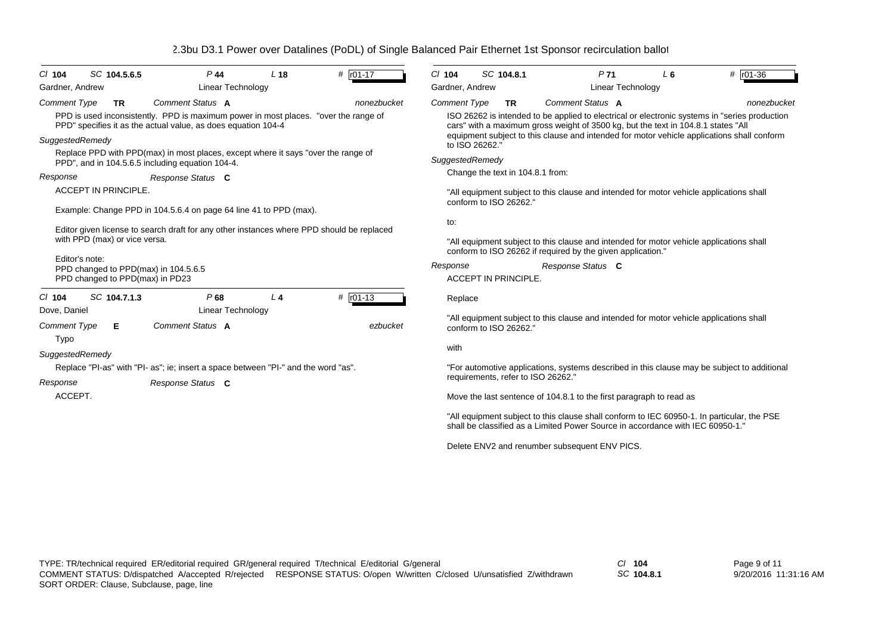| Cl 104 | SC 104.5.6.5 | P 44 | L 18 | # r01-17 |
|---|---|---|---|---|
| Gardner, Andrew | | Linear Technology | | |
| Comment Type **TR** | | Comment Status **A** | | nonezbucket |

PPD is used inconsistently. PPD is maximum power in most places. "over the range of PPD" specifies it as the actual value, as does equation 104-4

*SuggestedRemedy*

Replace PPD with PPD(max) in most places, except where it says "over the range of PPD", and in 104.5.6.5 including equation 104-4.

*Response* — *Response Status* **C**

ACCEPT IN PRINCIPLE.

Example: Change PPD in 104.5.6.4 on page 64 line 41 to PPD (max).

Editor given license to search draft for any other instances where PPD should be replaced with PPD (max) or vice versa.

Editor's note:
PPD changed to PPD(max) in 104.5.6.5
PPD changed to PPD(max) in PD23

---

| Cl 104 | SC 104.7.1.3 | P 68 | L 4 | # r01-13 |
|---|---|---|---|---|
| Dove, Daniel | | Linear Technology | | |
| Comment Type **E** | | Comment Status **A** | | ezbucket |

Typo

*SuggestedRemedy*

Replace "PI-as" with "PI- as"; ie; insert a space between "PI-" and the word "as".

*Response* — *Response Status* **C**

ACCEPT.

---

| Cl 104 | SC 104.8.1 | P 71 | L 6 | # r01-36 |
|---|---|---|---|---|
| Gardner, Andrew | | Linear Technology | | |
| Comment Type **TR** | | Comment Status **A** | | nonezbucket |

ISO 26262 is intended to be applied to electrical or electronic systems in "series production cars" with a maximum gross weight of 3500 kg, but the text in 104.8.1 states "All equipment subject to this clause and intended for motor vehicle applications shall conform to ISO 26262."

*SuggestedRemedy*

Change the text in 104.8.1 from:

"All equipment subject to this clause and intended for motor vehicle applications shall conform to ISO 26262."

to:

"All equipment subject to this clause and intended for motor vehicle applications shall conform to ISO 26262 if required by the given application."

*Response* — *Response Status* **C**

ACCEPT IN PRINCIPLE.

Replace

"All equipment subject to this clause and intended for motor vehicle applications shall conform to ISO 26262."

with

"For automotive applications, systems described in this clause may be subject to additional requirements, refer to ISO 26262."

Move the last sentence of 104.8.1 to the first paragraph to read as

"All equipment subject to this clause shall conform to IEC 60950-1. In particular, the PSE shall be classified as a Limited Power Source in accordance with IEC 60950-1."

Delete ENV2 and renumber subsequent ENV PICS.

---

TYPE: TR/technical required ER/editorial required GR/general required T/technical E/editorial G/general
COMMENT STATUS: D/dispatched A/accepted R/rejected RESPONSE STATUS: O/open W/written C/closed U/unsatisfied Z/withdrawn
SORT ORDER: Clause, Subclause, page, line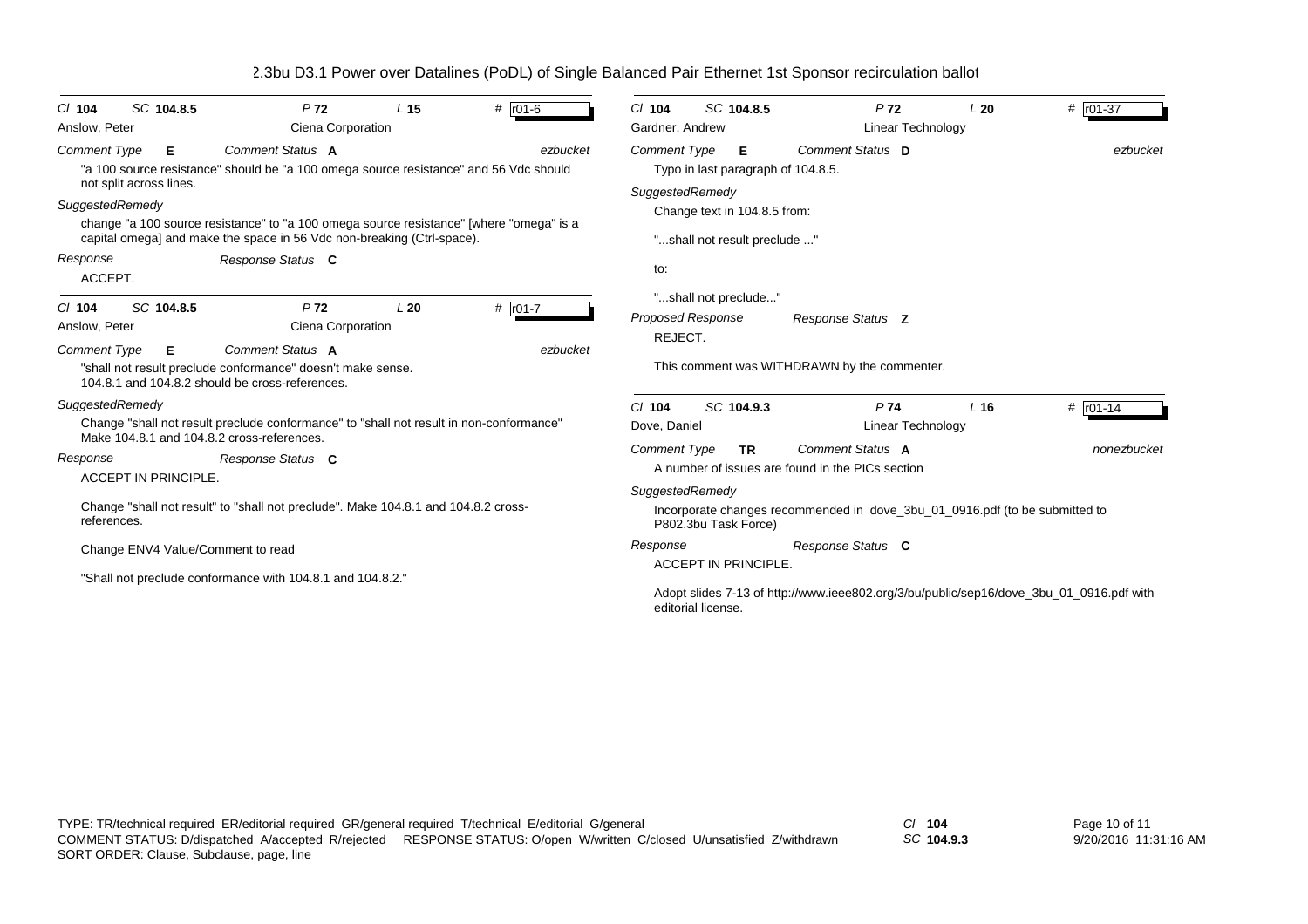2.3bu D3.1 Power over Datalines (PoDL) of Single Balanced Pair Ethernet 1st Sponsor recirculation ballot

---

Cl **104** SC **104.8.5** P **72** L **15** # r01-6

Anslow, Peter — Ciena Corporation

*Comment Type* **E** *Comment Status* **A** ezbucket

"a 100 source resistance" should be "a 100 omega source resistance" and 56 Vdc should not split across lines.

*SuggestedRemedy*

change "a 100 source resistance" to "a 100 omega source resistance" [where "omega" is a capital omega] and make the space in 56 Vdc non-breaking (Ctrl-space).

*Response* *Response Status* **C**

ACCEPT.

---

Cl **104** SC **104.8.5** P **72** L **20** # r01-7

Anslow, Peter — Ciena Corporation

*Comment Type* **E** *Comment Status* **A** ezbucket

"shall not result preclude conformance" doesn't make sense.
104.8.1 and 104.8.2 should be cross-references.

*SuggestedRemedy*

Change "shall not result preclude conformance" to "shall not result in non-conformance"
Make 104.8.1 and 104.8.2 cross-references.

*Response* *Response Status* **C**

ACCEPT IN PRINCIPLE.

Change "shall not result" to "shall not preclude". Make 104.8.1 and 104.8.2 cross-references.

Change ENV4 Value/Comment to read

"Shall not preclude conformance with 104.8.1 and 104.8.2."

---

Cl **104** SC **104.8.5** P **72** L **20** # r01-37

Gardner, Andrew — Linear Technology

*Comment Type* **E** *Comment Status* **D** ezbucket

Typo in last paragraph of 104.8.5.

*SuggestedRemedy*

Change text in 104.8.5 from:

"...shall not result preclude ..."

to:

"...shall not preclude..."

*Proposed Response* *Response Status* **Z**

REJECT.

This comment was WITHDRAWN by the commenter.

---

Cl **104** SC **104.9.3** P **74** L **16** # r01-14

Dove, Daniel — Linear Technology

*Comment Type* **TR** *Comment Status* **A** nonezbucket

A number of issues are found in the PICs section

*SuggestedRemedy*

Incorporate changes recommended in dove_3bu_01_0916.pdf (to be submitted to P802.3bu Task Force)

*Response* *Response Status* **C**

ACCEPT IN PRINCIPLE.

Adopt slides 7-13 of http://www.ieee802.org/3/bu/public/sep16/dove_3bu_01_0916.pdf with editorial license.

---

TYPE: TR/technical required ER/editorial required GR/general required T/technical E/editorial G/general
COMMENT STATUS: D/dispatched A/accepted R/rejected RESPONSE STATUS: O/open W/written C/closed U/unsatisfied Z/withdrawn
SORT ORDER: Clause, Subclause, page, line

Cl **104**
SC **104.9.3**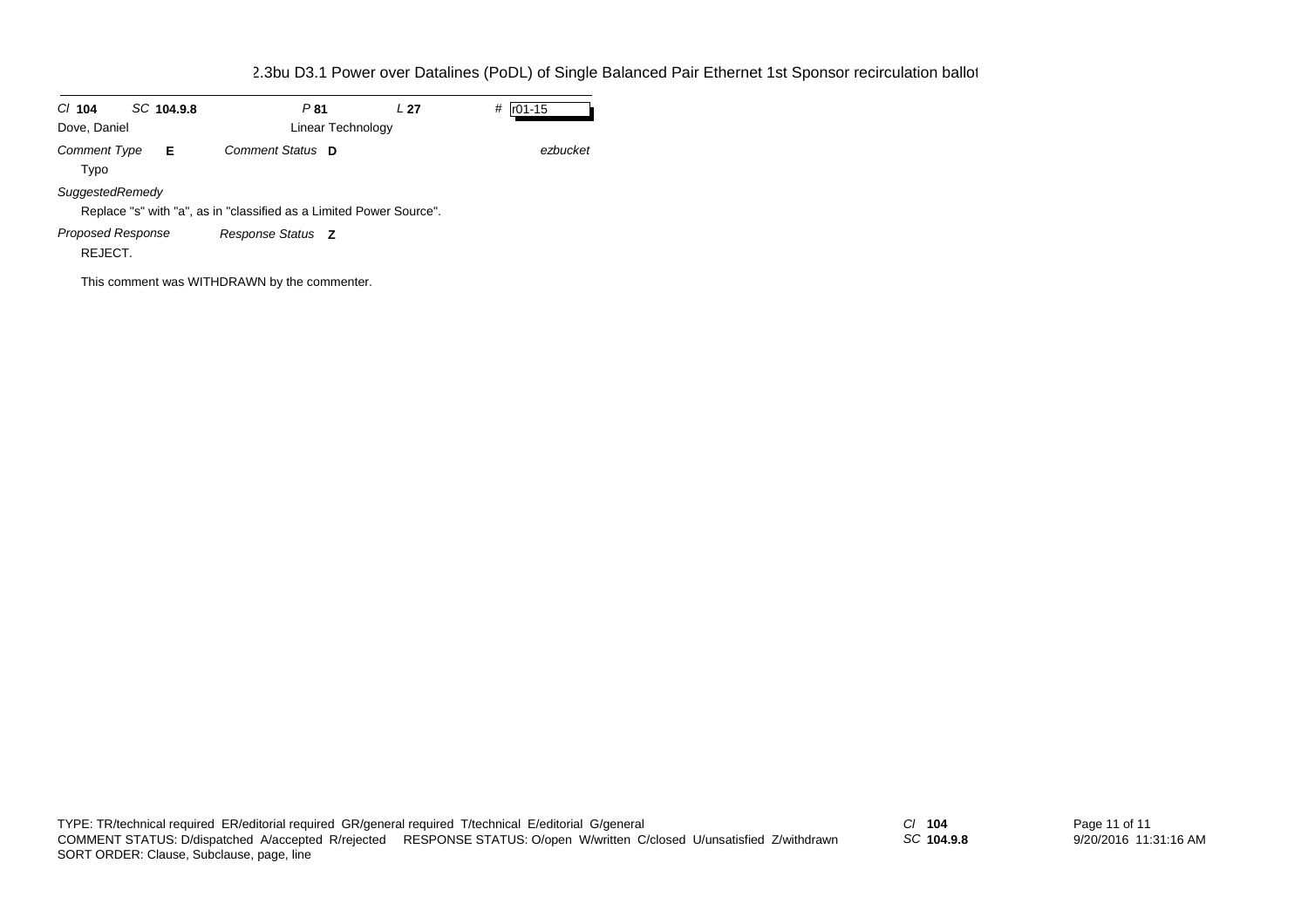| | | | | |
|---|---|---|---|---|
| *Cl* **104** | *SC* **104.9.8** | *P* **81** | *L* **27** | # r01-15 |
| Dove, Daniel | | Linear Technology | | |
| *Comment Type* **E** | | *Comment Status* **D** | | *ezbucket* |

Typo

*SuggestedRemedy*

Replace "s" with "a", as in "classified as a Limited Power Source".

*Proposed Response* *Response Status* **Z**

REJECT.

This comment was WITHDRAWN by the commenter.

TYPE: TR/technical required ER/editorial required GR/general required T/technical E/editorial G/general
COMMENT STATUS: D/dispatched A/accepted R/rejected RESPONSE STATUS: O/open W/written C/closed U/unsatisfied Z/withdrawn
SORT ORDER: Clause, Subclause, page, line